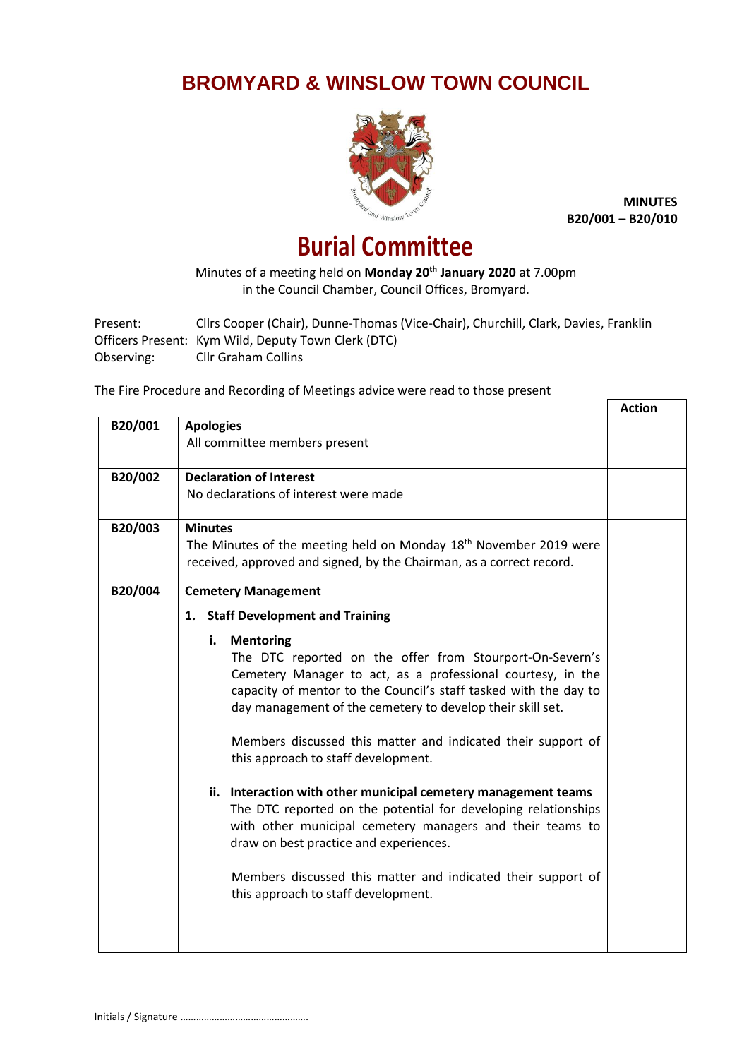# BROMYARD & WINSLOW TOWN COUNCIL

**MINUTES**
**B20/001 – B20/010**

# Burial Committee

Minutes of a meeting held on **Monday 20th January 2020** at 7.00pm
in the Council Chamber, Council Offices, Bromyard.

Present: Cllrs Cooper (Chair), Dunne-Thomas (Vice-Chair), Churchill, Clark, Davies, Franklin
Officers Present: Kym Wild, Deputy Town Clerk (DTC)
Observing: Cllr Graham Collins

The Fire Procedure and Recording of Meetings advice were read to those present

| | | Action |
|---|---|---|
| B20/001 | **Apologies**<br>All committee members present | |
| B20/002 | **Declaration of Interest**<br>No declarations of interest were made | |
| B20/003 | **Minutes**<br>The Minutes of the meeting held on Monday 18th November 2019 were received, approved and signed, by the Chairman, as a correct record. | |
| B20/004 | **Cemetery Management**<br>**1. Staff Development and Training**<br>**i. Mentoring**<br>The DTC reported on the offer from Stourport-On-Severn's Cemetery Manager to act, as a professional courtesy, in the capacity of mentor to the Council's staff tasked with the day to day management of the cemetery to develop their skill set.<br><br>Members discussed this matter and indicated their support of this approach to staff development.<br><br>**ii. Interaction with other municipal cemetery management teams**<br>The DTC reported on the potential for developing relationships with other municipal cemetery managers and their teams to draw on best practice and experiences.<br><br>Members discussed this matter and indicated their support of this approach to staff development. | |

Initials / Signature ………………………………………….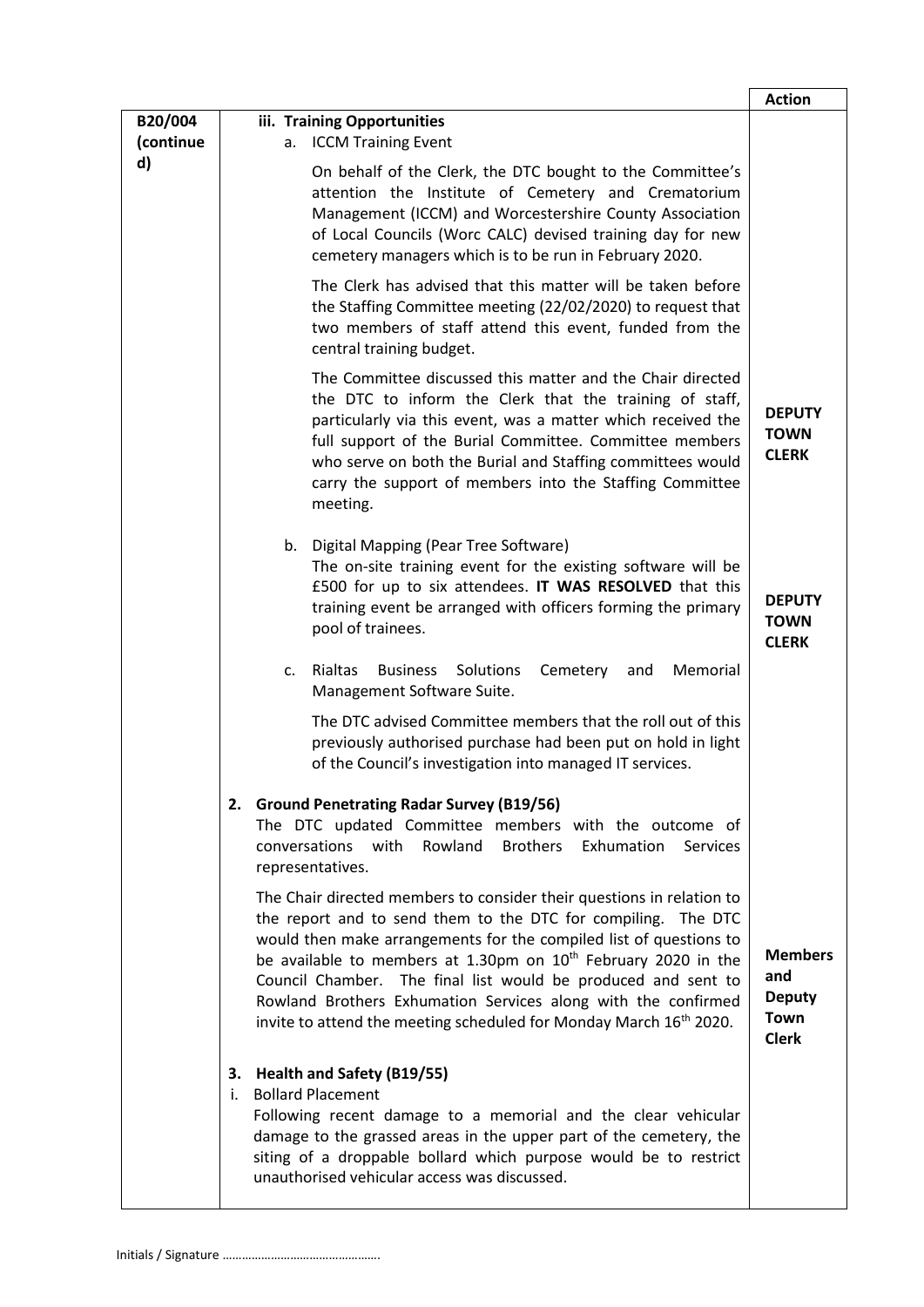| | | Action |
|---|---|---|
| B20/004 (continued) | **iii. Training Opportunities**<br>a. ICCM Training Event<br><br>On behalf of the Clerk, the DTC bought to the Committee's attention the Institute of Cemetery and Crematorium Management (ICCM) and Worcestershire County Association of Local Councils (Worc CALC) devised training day for new cemetery managers which is to be run in February 2020.<br><br>The Clerk has advised that this matter will be taken before the Staffing Committee meeting (22/02/2020) to request that two members of staff attend this event, funded from the central training budget.<br><br>The Committee discussed this matter and the Chair directed the DTC to inform the Clerk that the training of staff, particularly via this event, was a matter which received the full support of the Burial Committee. Committee members who serve on both the Burial and Staffing committees would carry the support of members into the Staffing Committee meeting. | **DEPUTY TOWN CLERK** |
| | b. Digital Mapping (Pear Tree Software)<br>The on-site training event for the existing software will be £500 for up to six attendees. **IT WAS RESOLVED** that this training event be arranged with officers forming the primary pool of trainees. | **DEPUTY TOWN CLERK** |
| | c. Rialtas Business Solutions Cemetery and Memorial Management Software Suite.<br><br>The DTC advised Committee members that the roll out of this previously authorised purchase had been put on hold in light of the Council's investigation into managed IT services. | |
| | **2. Ground Penetrating Radar Survey (B19/56)**<br>The DTC updated Committee members with the outcome of conversations with Rowland Brothers Exhumation Services representatives.<br><br>The Chair directed members to consider their questions in relation to the report and to send them to the DTC for compiling. The DTC would then make arrangements for the compiled list of questions to be available to members at 1.30pm on 10th February 2020 in the Council Chamber. The final list would be produced and sent to Rowland Brothers Exhumation Services along with the confirmed invite to attend the meeting scheduled for Monday March 16th 2020. | **Members and Deputy Town Clerk** |
| | **3. Health and Safety (B19/55)**<br>i. Bollard Placement<br>Following recent damage to a memorial and the clear vehicular damage to the grassed areas in the upper part of the cemetery, the siting of a droppable bollard which purpose would be to restrict unauthorised vehicular access was discussed. | |

Initials / Signature ………………………………………….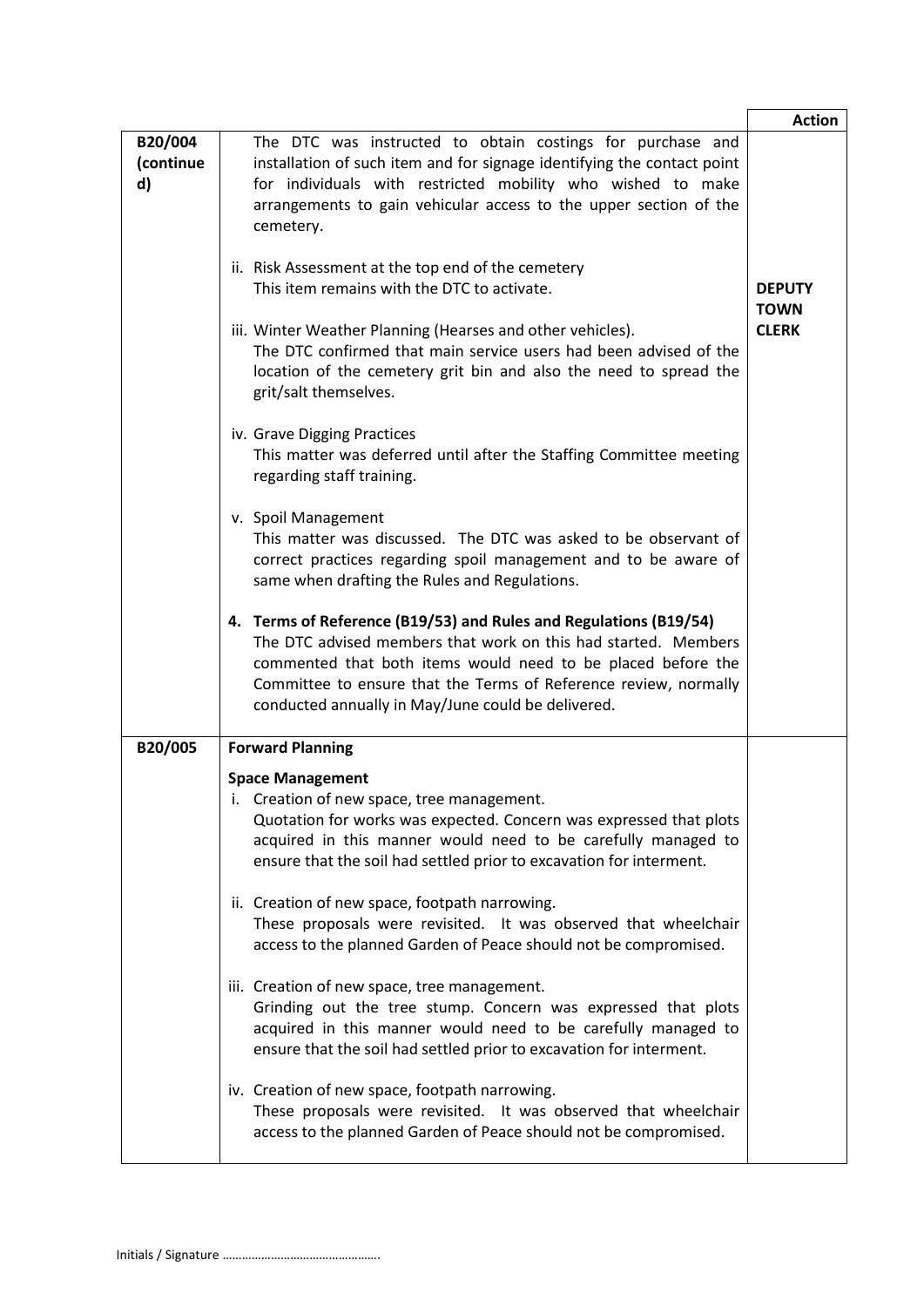| | | Action |
|---|---|---|
| B20/004 (continued) | The DTC was instructed to obtain costings for purchase and installation of such item and for signage identifying the contact point for individuals with restricted mobility who wished to make arrangements to gain vehicular access to the upper section of the cemetery.<br><br>ii. Risk Assessment at the top end of the cemetery<br>This item remains with the DTC to activate.<br><br>iii. Winter Weather Planning (Hearses and other vehicles).<br>The DTC confirmed that main service users had been advised of the location of the cemetery grit bin and also the need to spread the grit/salt themselves.<br><br>iv. Grave Digging Practices<br>This matter was deferred until after the Staffing Committee meeting regarding staff training.<br><br>v. Spoil Management<br>This matter was discussed. The DTC was asked to be observant of correct practices regarding spoil management and to be aware of same when drafting the Rules and Regulations.<br><br>**4. Terms of Reference (B19/53) and Rules and Regulations (B19/54)**<br>The DTC advised members that work on this had started. Members commented that both items would need to be placed before the Committee to ensure that the Terms of Reference review, normally conducted annually in May/June could be delivered. | **DEPUTY TOWN CLERK** |
| B20/005 | **Forward Planning**<br><br>**Space Management**<br>i. Creation of new space, tree management.<br>Quotation for works was expected. Concern was expressed that plots acquired in this manner would need to be carefully managed to ensure that the soil had settled prior to excavation for interment.<br><br>ii. Creation of new space, footpath narrowing.<br>These proposals were revisited. It was observed that wheelchair access to the planned Garden of Peace should not be compromised.<br><br>iii. Creation of new space, tree management.<br>Grinding out the tree stump. Concern was expressed that plots acquired in this manner would need to be carefully managed to ensure that the soil had settled prior to excavation for interment.<br><br>iv. Creation of new space, footpath narrowing.<br>These proposals were revisited. It was observed that wheelchair access to the planned Garden of Peace should not be compromised. | |

Initials / Signature ………………………………………….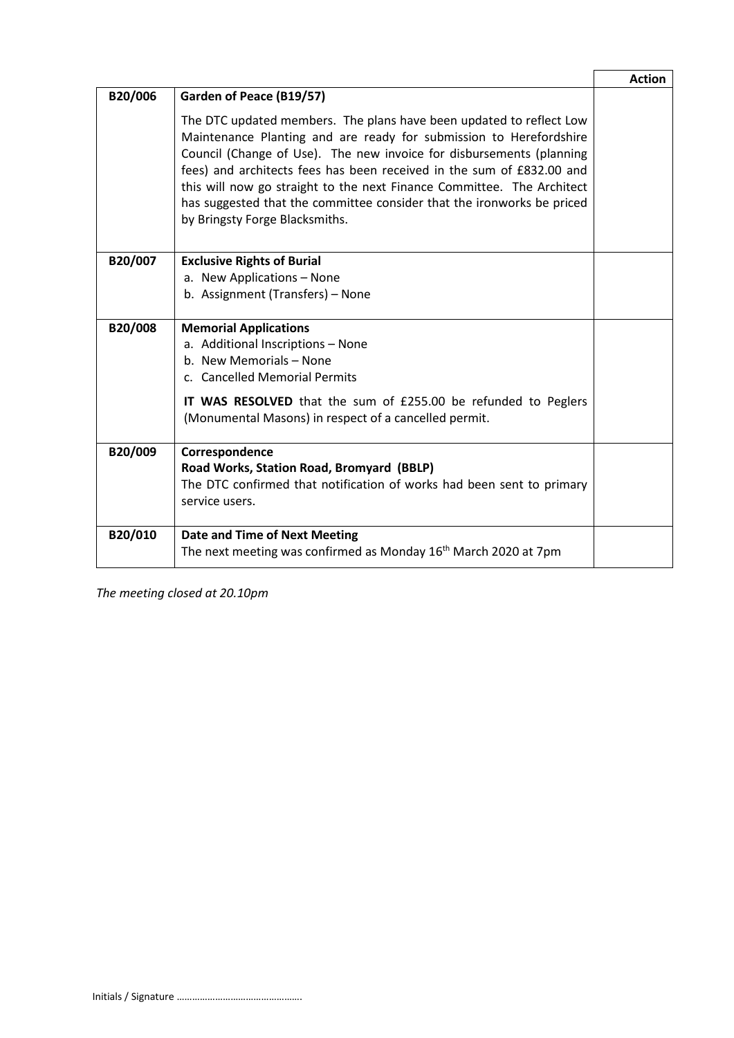| | | Action |
|---|---|---|
| **B20/006** | **Garden of Peace (B19/57)**<br><br>The DTC updated members. The plans have been updated to reflect Low Maintenance Planting and are ready for submission to Herefordshire Council (Change of Use). The new invoice for disbursements (planning fees) and architects fees has been received in the sum of £832.00 and this will now go straight to the next Finance Committee. The Architect has suggested that the committee consider that the ironworks be priced by Bringsty Forge Blacksmiths. | |
| **B20/007** | **Exclusive Rights of Burial**<br>a. New Applications – None<br>b. Assignment (Transfers) – None | |
| **B20/008** | **Memorial Applications**<br>a. Additional Inscriptions – None<br>b. New Memorials – None<br>c. Cancelled Memorial Permits<br><br>**IT WAS RESOLVED** that the sum of £255.00 be refunded to Peglers (Monumental Masons) in respect of a cancelled permit. | |
| **B20/009** | **Correspondence**<br>**Road Works, Station Road, Bromyard (BBLP)**<br>The DTC confirmed that notification of works had been sent to primary service users. | |
| **B20/010** | **Date and Time of Next Meeting**<br>The next meeting was confirmed as Monday 16th March 2020 at 7pm | |

*The meeting closed at 20.10pm*

Initials / Signature ………………………………………….